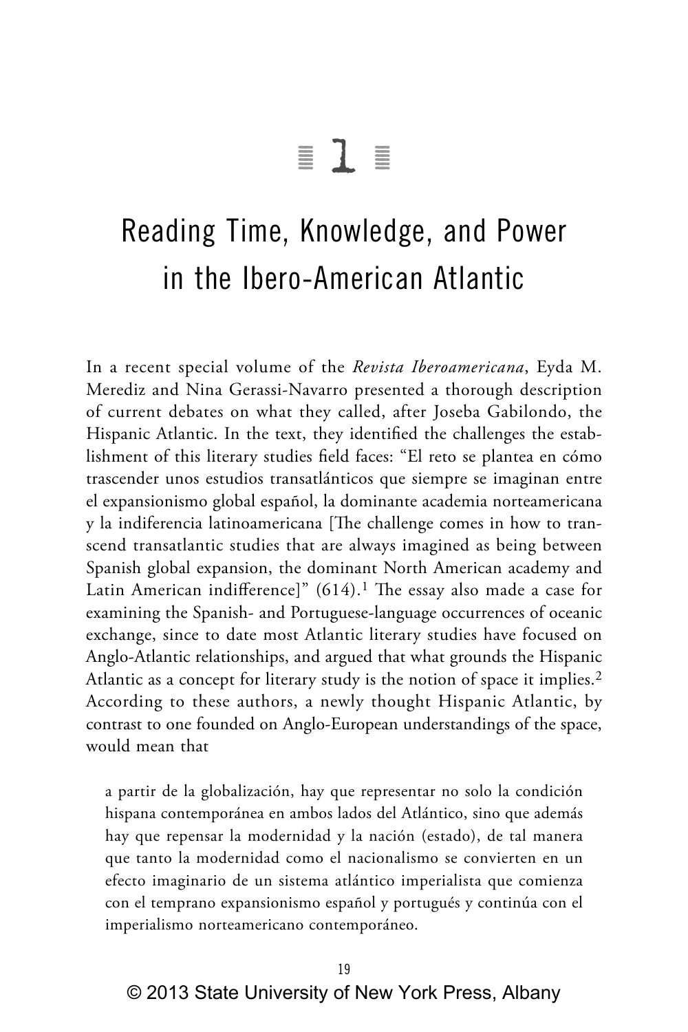# 1

# Reading Time, Knowledge, and Power in the Ibero-American Atlantic

In a recent special volume of the *Revista Iberoamericana*, Eyda M. Merediz and Nina Gerassi-Navarro presented a thorough description of current debates on what they called, after Joseba Gabilondo, the Hispanic Atlantic. In the text, they identified the challenges the establishment of this literary studies field faces: "El reto se plantea en cómo trascender unos estudios transatlánticos que siempre se imaginan entre el expansionismo global español, la dominante academia norteamericana y la indiferencia latinoamericana [The challenge comes in how to transcend transatlantic studies that are always imagined as being between Spanish global expansion, the dominant North American academy and Latin American indifference]" (614).[1] The essay also made a case for examining the Spanish- and Portuguese-language occurrences of oceanic exchange, since to date most Atlantic literary studies have focused on Anglo-Atlantic relationships, and argued that what grounds the Hispanic Atlantic as a concept for literary study is the notion of space it implies.[2] According to these authors, a newly thought Hispanic Atlantic, by contrast to one founded on Anglo-European understandings of the space, would mean that

> a partir de la globalización, hay que representar no solo la condición hispana contemporánea en ambos lados del Atlántico, sino que además hay que repensar la modernidad y la nación (estado), de tal manera que tanto la modernidad como el nacionalismo se convierten en un efecto imaginario de un sistema atlántico imperialista que comienza con el temprano expansionismo español y portugués y continúa con el imperialismo norteamericano contemporáneo.

© 2013 State University of New York Press, Albany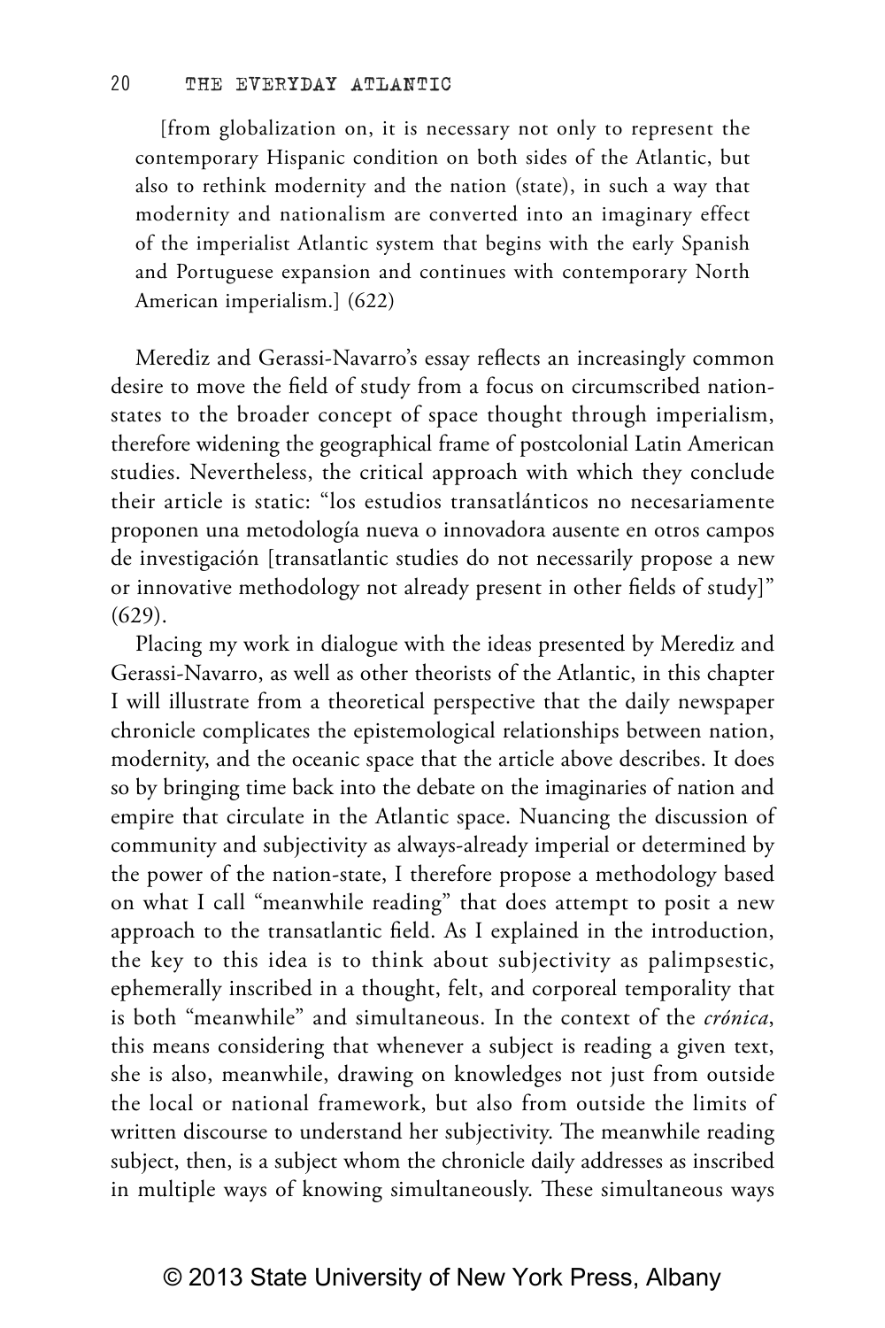[from globalization on, it is necessary not only to represent the contemporary Hispanic condition on both sides of the Atlantic, but also to rethink modernity and the nation (state), in such a way that modernity and nationalism are converted into an imaginary effect of the imperialist Atlantic system that begins with the early Spanish and Portuguese expansion and continues with contemporary North American imperialism.] (622)

Merediz and Gerassi-Navarro's essay reflects an increasingly common desire to move the field of study from a focus on circumscribed nation-states to the broader concept of space thought through imperialism, therefore widening the geographical frame of postcolonial Latin American studies. Nevertheless, the critical approach with which they conclude their article is static: "los estudios transatlánticos no necesariamente proponen una metodología nueva o innovadora ausente en otros campos de investigación [transatlantic studies do not necessarily propose a new or innovative methodology not already present in other fields of study]" (629).

Placing my work in dialogue with the ideas presented by Merediz and Gerassi-Navarro, as well as other theorists of the Atlantic, in this chapter I will illustrate from a theoretical perspective that the daily newspaper chronicle complicates the epistemological relationships between nation, modernity, and the oceanic space that the article above describes. It does so by bringing time back into the debate on the imaginaries of nation and empire that circulate in the Atlantic space. Nuancing the discussion of community and subjectivity as always-already imperial or determined by the power of the nation-state, I therefore propose a methodology based on what I call "meanwhile reading" that does attempt to posit a new approach to the transatlantic field. As I explained in the introduction, the key to this idea is to think about subjectivity as palimpsestic, ephemerally inscribed in a thought, felt, and corporeal temporality that is both "meanwhile" and simultaneous. In the context of the *crónica*, this means considering that whenever a subject is reading a given text, she is also, meanwhile, drawing on knowledges not just from outside the local or national framework, but also from outside the limits of written discourse to understand her subjectivity. The meanwhile reading subject, then, is a subject whom the chronicle daily addresses as inscribed in multiple ways of knowing simultaneously. These simultaneous ways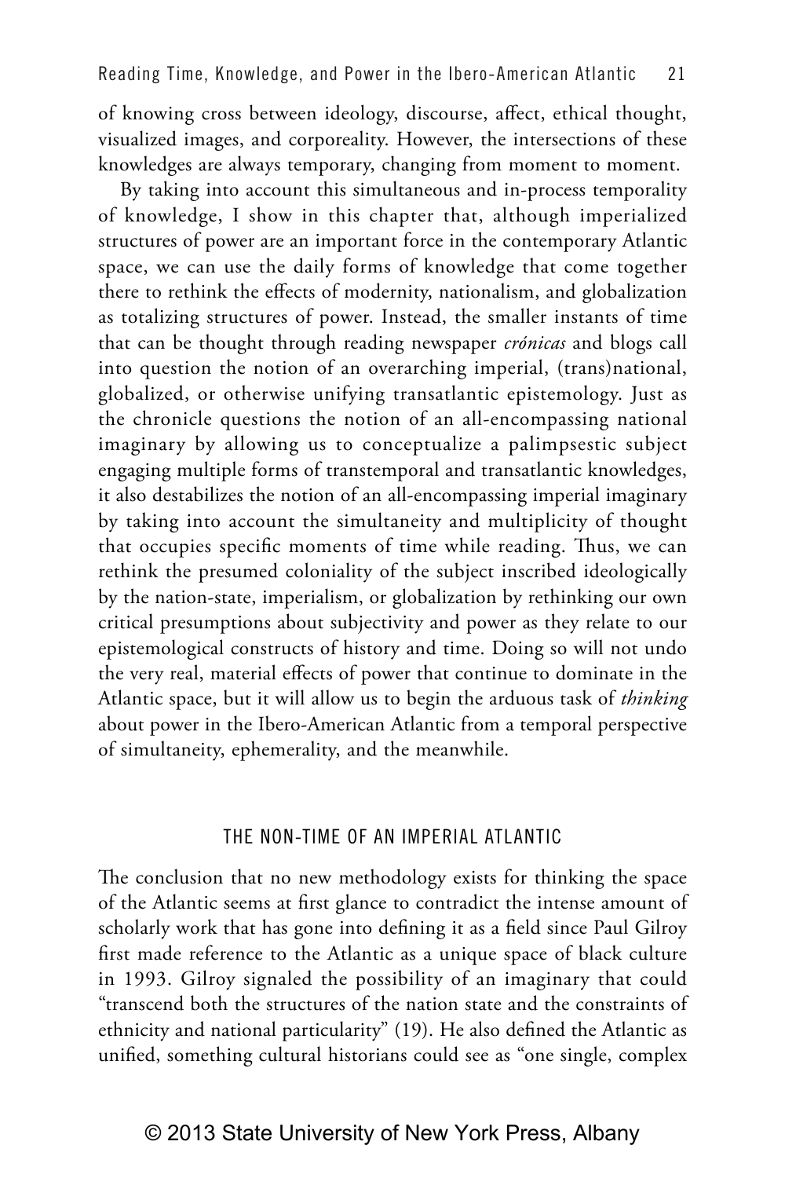of knowing cross between ideology, discourse, affect, ethical thought, visualized images, and corporeality. However, the intersections of these knowledges are always temporary, changing from moment to moment.

By taking into account this simultaneous and in-process temporality of knowledge, I show in this chapter that, although imperialized structures of power are an important force in the contemporary Atlantic space, we can use the daily forms of knowledge that come together there to rethink the effects of modernity, nationalism, and globalization as totalizing structures of power. Instead, the smaller instants of time that can be thought through reading newspaper *crónicas* and blogs call into question the notion of an overarching imperial, (trans)national, globalized, or otherwise unifying transatlantic epistemology. Just as the chronicle questions the notion of an all-encompassing national imaginary by allowing us to conceptualize a palimpsestic subject engaging multiple forms of transtemporal and transatlantic knowledges, it also destabilizes the notion of an all-encompassing imperial imaginary by taking into account the simultaneity and multiplicity of thought that occupies specific moments of time while reading. Thus, we can rethink the presumed coloniality of the subject inscribed ideologically by the nation-state, imperialism, or globalization by rethinking our own critical presumptions about subjectivity and power as they relate to our epistemological constructs of history and time. Doing so will not undo the very real, material effects of power that continue to dominate in the Atlantic space, but it will allow us to begin the arduous task of *thinking* about power in the Ibero-American Atlantic from a temporal perspective of simultaneity, ephemerality, and the meanwhile.

## THE NON-TIME OF AN IMPERIAL ATLANTIC

The conclusion that no new methodology exists for thinking the space of the Atlantic seems at first glance to contradict the intense amount of scholarly work that has gone into defining it as a field since Paul Gilroy first made reference to the Atlantic as a unique space of black culture in 1993. Gilroy signaled the possibility of an imaginary that could "transcend both the structures of the nation state and the constraints of ethnicity and national particularity" (19). He also defined the Atlantic as unified, something cultural historians could see as "one single, complex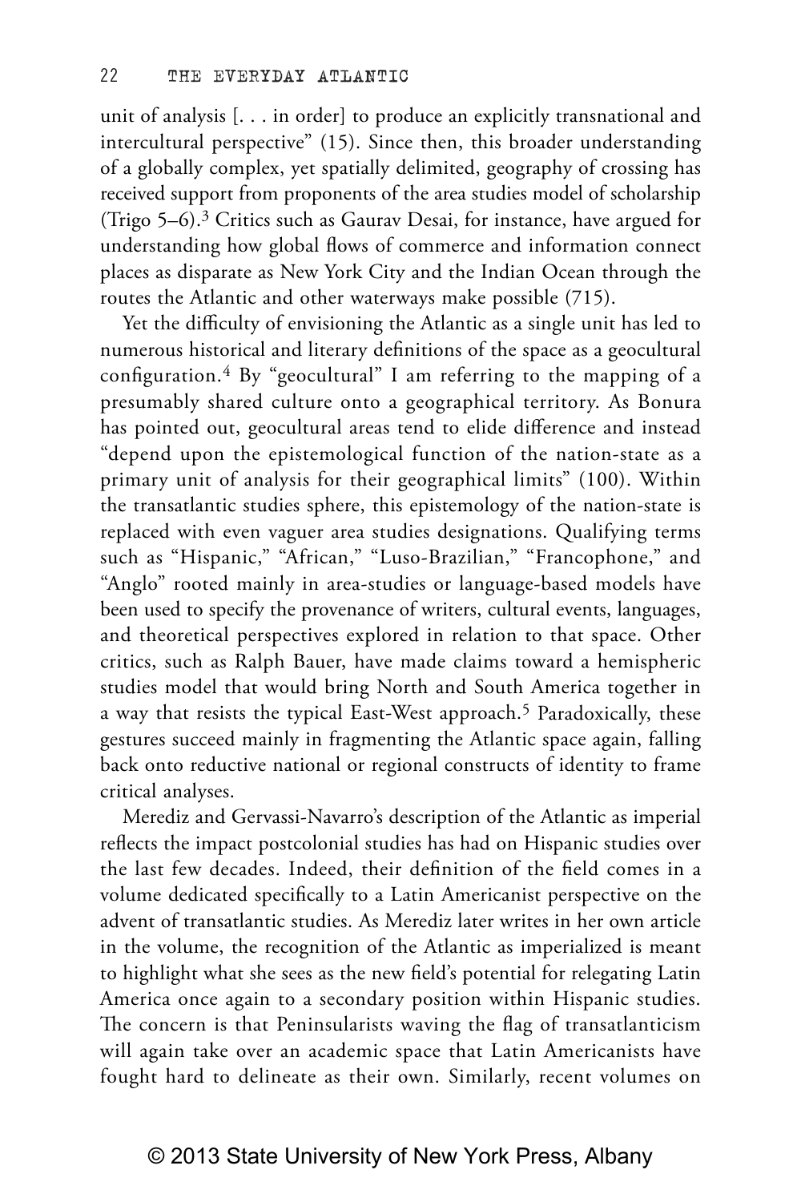unit of analysis [. . . in order] to produce an explicitly transnational and intercultural perspective" (15). Since then, this broader understanding of a globally complex, yet spatially delimited, geography of crossing has received support from proponents of the area studies model of scholarship (Trigo 5–6).[3] Critics such as Gaurav Desai, for instance, have argued for understanding how global flows of commerce and information connect places as disparate as New York City and the Indian Ocean through the routes the Atlantic and other waterways make possible (715).

Yet the difficulty of envisioning the Atlantic as a single unit has led to numerous historical and literary definitions of the space as a geocultural configuration.[4] By "geocultural" I am referring to the mapping of a presumably shared culture onto a geographical territory. As Bonura has pointed out, geocultural areas tend to elide difference and instead "depend upon the epistemological function of the nation-state as a primary unit of analysis for their geographical limits" (100). Within the transatlantic studies sphere, this epistemology of the nation-state is replaced with even vaguer area studies designations. Qualifying terms such as "Hispanic," "African," "Luso-Brazilian," "Francophone," and "Anglo" rooted mainly in area-studies or language-based models have been used to specify the provenance of writers, cultural events, languages, and theoretical perspectives explored in relation to that space. Other critics, such as Ralph Bauer, have made claims toward a hemispheric studies model that would bring North and South America together in a way that resists the typical East-West approach.[5] Paradoxically, these gestures succeed mainly in fragmenting the Atlantic space again, falling back onto reductive national or regional constructs of identity to frame critical analyses.

Merediz and Gervassi-Navarro's description of the Atlantic as imperial reflects the impact postcolonial studies has had on Hispanic studies over the last few decades. Indeed, their definition of the field comes in a volume dedicated specifically to a Latin Americanist perspective on the advent of transatlantic studies. As Merediz later writes in her own article in the volume, the recognition of the Atlantic as imperialized is meant to highlight what she sees as the new field's potential for relegating Latin America once again to a secondary position within Hispanic studies. The concern is that Peninsularists waving the flag of transatlanticism will again take over an academic space that Latin Americanists have fought hard to delineate as their own. Similarly, recent volumes on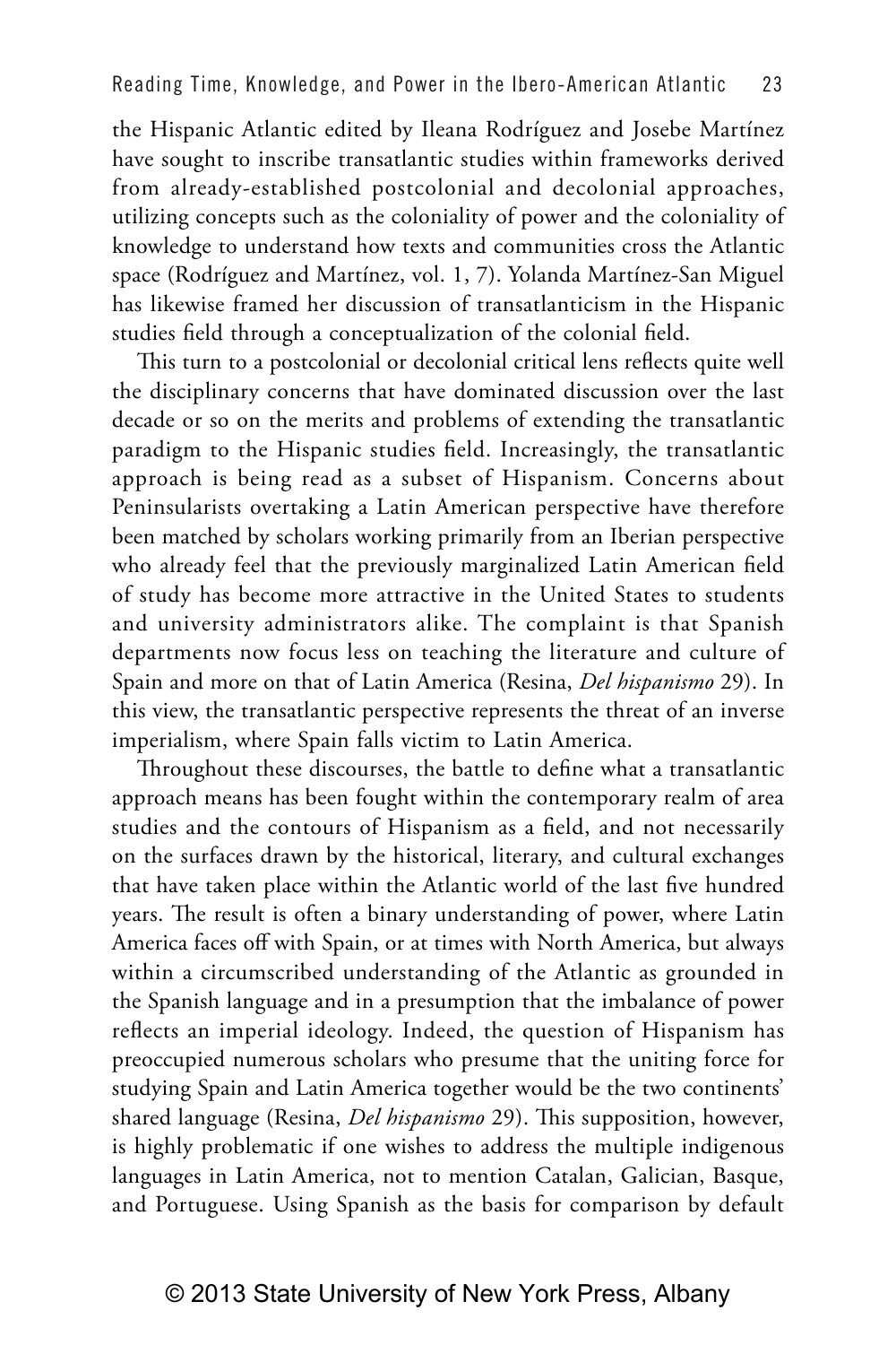the Hispanic Atlantic edited by Ileana Rodríguez and Josebe Martínez have sought to inscribe transatlantic studies within frameworks derived from already-established postcolonial and decolonial approaches, utilizing concepts such as the coloniality of power and the coloniality of knowledge to understand how texts and communities cross the Atlantic space (Rodríguez and Martínez, vol. 1, 7). Yolanda Martínez-San Miguel has likewise framed her discussion of transatlanticism in the Hispanic studies field through a conceptualization of the colonial field.

This turn to a postcolonial or decolonial critical lens reflects quite well the disciplinary concerns that have dominated discussion over the last decade or so on the merits and problems of extending the transatlantic paradigm to the Hispanic studies field. Increasingly, the transatlantic approach is being read as a subset of Hispanism. Concerns about Peninsularists overtaking a Latin American perspective have therefore been matched by scholars working primarily from an Iberian perspective who already feel that the previously marginalized Latin American field of study has become more attractive in the United States to students and university administrators alike. The complaint is that Spanish departments now focus less on teaching the literature and culture of Spain and more on that of Latin America (Resina, *Del hispanismo* 29). In this view, the transatlantic perspective represents the threat of an inverse imperialism, where Spain falls victim to Latin America.

Throughout these discourses, the battle to define what a transatlantic approach means has been fought within the contemporary realm of area studies and the contours of Hispanism as a field, and not necessarily on the surfaces drawn by the historical, literary, and cultural exchanges that have taken place within the Atlantic world of the last five hundred years. The result is often a binary understanding of power, where Latin America faces off with Spain, or at times with North America, but always within a circumscribed understanding of the Atlantic as grounded in the Spanish language and in a presumption that the imbalance of power reflects an imperial ideology. Indeed, the question of Hispanism has preoccupied numerous scholars who presume that the uniting force for studying Spain and Latin America together would be the two continents' shared language (Resina, *Del hispanismo* 29). This supposition, however, is highly problematic if one wishes to address the multiple indigenous languages in Latin America, not to mention Catalan, Galician, Basque, and Portuguese. Using Spanish as the basis for comparison by default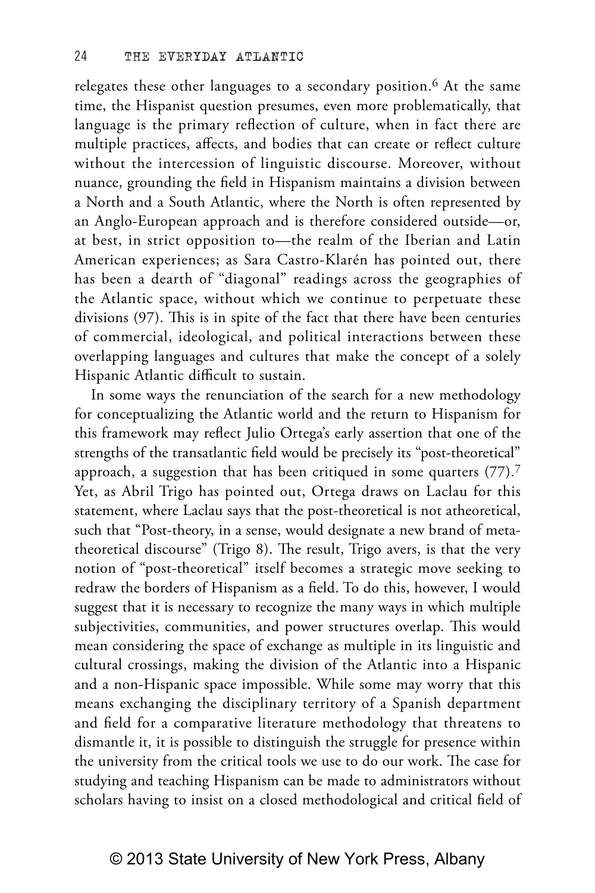relegates these other languages to a secondary position.[6] At the same time, the Hispanist question presumes, even more problematically, that language is the primary reflection of culture, when in fact there are multiple practices, affects, and bodies that can create or reflect culture without the intercession of linguistic discourse. Moreover, without nuance, grounding the field in Hispanism maintains a division between a North and a South Atlantic, where the North is often represented by an Anglo-European approach and is therefore considered outside—or, at best, in strict opposition to—the realm of the Iberian and Latin American experiences; as Sara Castro-Klarén has pointed out, there has been a dearth of "diagonal" readings across the geographies of the Atlantic space, without which we continue to perpetuate these divisions (97). This is in spite of the fact that there have been centuries of commercial, ideological, and political interactions between these overlapping languages and cultures that make the concept of a solely Hispanic Atlantic difficult to sustain.

In some ways the renunciation of the search for a new methodology for conceptualizing the Atlantic world and the return to Hispanism for this framework may reflect Julio Ortega's early assertion that one of the strengths of the transatlantic field would be precisely its "post-theoretical" approach, a suggestion that has been critiqued in some quarters (77).[7] Yet, as Abril Trigo has pointed out, Ortega draws on Laclau for this statement, where Laclau says that the post-theoretical is not atheoretical, such that "Post-theory, in a sense, would designate a new brand of meta-theoretical discourse" (Trigo 8). The result, Trigo avers, is that the very notion of "post-theoretical" itself becomes a strategic move seeking to redraw the borders of Hispanism as a field. To do this, however, I would suggest that it is necessary to recognize the many ways in which multiple subjectivities, communities, and power structures overlap. This would mean considering the space of exchange as multiple in its linguistic and cultural crossings, making the division of the Atlantic into a Hispanic and a non-Hispanic space impossible. While some may worry that this means exchanging the disciplinary territory of a Spanish department and field for a comparative literature methodology that threatens to dismantle it, it is possible to distinguish the struggle for presence within the university from the critical tools we use to do our work. The case for studying and teaching Hispanism can be made to administrators without scholars having to insist on a closed methodological and critical field of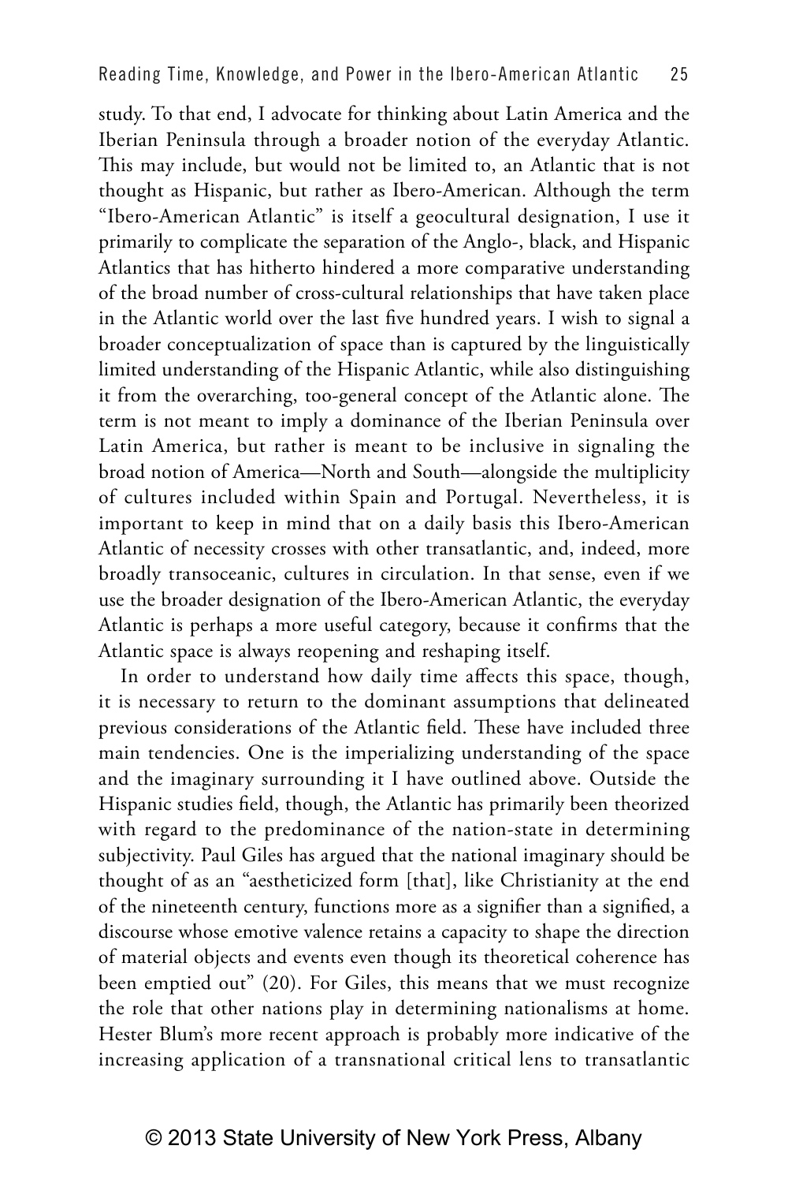study. To that end, I advocate for thinking about Latin America and the Iberian Peninsula through a broader notion of the everyday Atlantic. This may include, but would not be limited to, an Atlantic that is not thought as Hispanic, but rather as Ibero-American. Although the term "Ibero-American Atlantic" is itself a geocultural designation, I use it primarily to complicate the separation of the Anglo-, black, and Hispanic Atlantics that has hitherto hindered a more comparative understanding of the broad number of cross-cultural relationships that have taken place in the Atlantic world over the last five hundred years. I wish to signal a broader conceptualization of space than is captured by the linguistically limited understanding of the Hispanic Atlantic, while also distinguishing it from the overarching, too-general concept of the Atlantic alone. The term is not meant to imply a dominance of the Iberian Peninsula over Latin America, but rather is meant to be inclusive in signaling the broad notion of America—North and South—alongside the multiplicity of cultures included within Spain and Portugal. Nevertheless, it is important to keep in mind that on a daily basis this Ibero-American Atlantic of necessity crosses with other transatlantic, and, indeed, more broadly transoceanic, cultures in circulation. In that sense, even if we use the broader designation of the Ibero-American Atlantic, the everyday Atlantic is perhaps a more useful category, because it confirms that the Atlantic space is always reopening and reshaping itself.

In order to understand how daily time affects this space, though, it is necessary to return to the dominant assumptions that delineated previous considerations of the Atlantic field. These have included three main tendencies. One is the imperializing understanding of the space and the imaginary surrounding it I have outlined above. Outside the Hispanic studies field, though, the Atlantic has primarily been theorized with regard to the predominance of the nation-state in determining subjectivity. Paul Giles has argued that the national imaginary should be thought of as an "aestheticized form [that], like Christianity at the end of the nineteenth century, functions more as a signifier than a signified, a discourse whose emotive valence retains a capacity to shape the direction of material objects and events even though its theoretical coherence has been emptied out" (20). For Giles, this means that we must recognize the role that other nations play in determining nationalisms at home. Hester Blum's more recent approach is probably more indicative of the increasing application of a transnational critical lens to transatlantic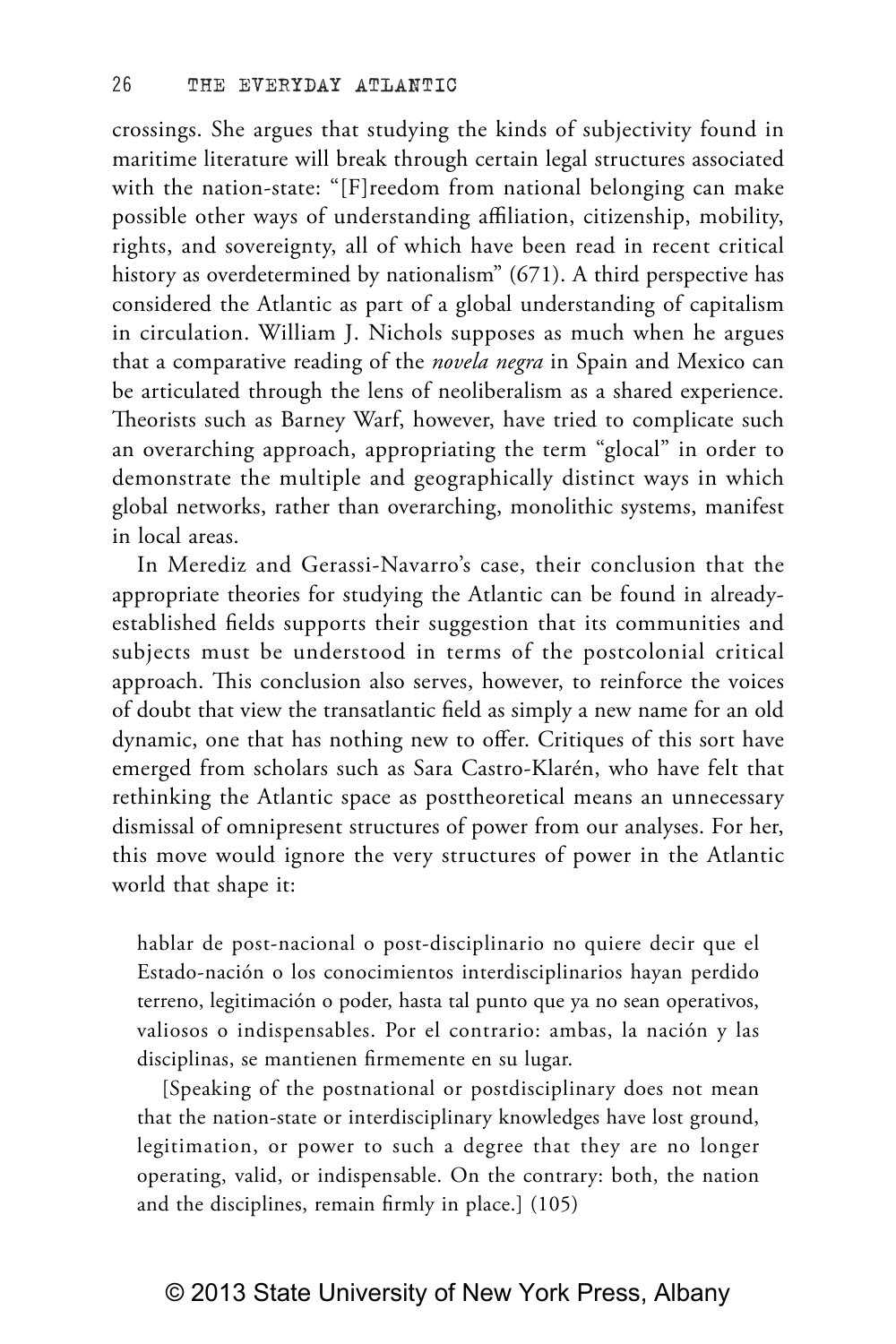crossings. She argues that studying the kinds of subjectivity found in maritime literature will break through certain legal structures associated with the nation-state: "[F]reedom from national belonging can make possible other ways of understanding affiliation, citizenship, mobility, rights, and sovereignty, all of which have been read in recent critical history as overdetermined by nationalism" (671). A third perspective has considered the Atlantic as part of a global understanding of capitalism in circulation. William J. Nichols supposes as much when he argues that a comparative reading of the *novela negra* in Spain and Mexico can be articulated through the lens of neoliberalism as a shared experience. Theorists such as Barney Warf, however, have tried to complicate such an overarching approach, appropriating the term "glocal" in order to demonstrate the multiple and geographically distinct ways in which global networks, rather than overarching, monolithic systems, manifest in local areas.

In Merediz and Gerassi-Navarro's case, their conclusion that the appropriate theories for studying the Atlantic can be found in already-established fields supports their suggestion that its communities and subjects must be understood in terms of the postcolonial critical approach. This conclusion also serves, however, to reinforce the voices of doubt that view the transatlantic field as simply a new name for an old dynamic, one that has nothing new to offer. Critiques of this sort have emerged from scholars such as Sara Castro-Klarén, who have felt that rethinking the Atlantic space as posttheoretical means an unnecessary dismissal of omnipresent structures of power from our analyses. For her, this move would ignore the very structures of power in the Atlantic world that shape it:

> hablar de post-nacional o post-disciplinario no quiere decir que el Estado-nación o los conocimientos interdisciplinarios hayan perdido terreno, legitimación o poder, hasta tal punto que ya no sean operativos, valiosos o indispensables. Por el contrario: ambas, la nación y las disciplinas, se mantienen firmemente en su lugar.
>
> [Speaking of the postnational or postdisciplinary does not mean that the nation-state or interdisciplinary knowledges have lost ground, legitimation, or power to such a degree that they are no longer operating, valid, or indispensable. On the contrary: both, the nation and the disciplines, remain firmly in place.] (105)

© 2013 State University of New York Press, Albany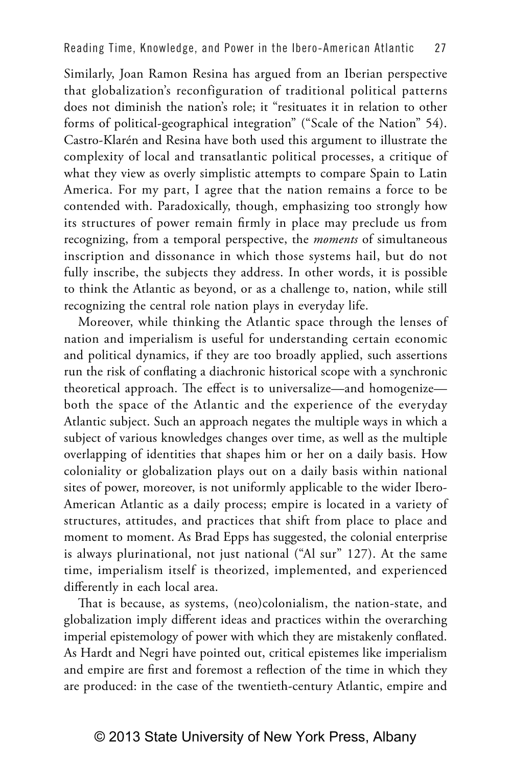Similarly, Joan Ramon Resina has argued from an Iberian perspective that globalization's reconfiguration of traditional political patterns does not diminish the nation's role; it "resituates it in relation to other forms of political-geographical integration" ("Scale of the Nation" 54). Castro-Klarén and Resina have both used this argument to illustrate the complexity of local and transatlantic political processes, a critique of what they view as overly simplistic attempts to compare Spain to Latin America. For my part, I agree that the nation remains a force to be contended with. Paradoxically, though, emphasizing too strongly how its structures of power remain firmly in place may preclude us from recognizing, from a temporal perspective, the *moments* of simultaneous inscription and dissonance in which those systems hail, but do not fully inscribe, the subjects they address. In other words, it is possible to think the Atlantic as beyond, or as a challenge to, nation, while still recognizing the central role nation plays in everyday life.

Moreover, while thinking the Atlantic space through the lenses of nation and imperialism is useful for understanding certain economic and political dynamics, if they are too broadly applied, such assertions run the risk of conflating a diachronic historical scope with a synchronic theoretical approach. The effect is to universalize—and homogenize—both the space of the Atlantic and the experience of the everyday Atlantic subject. Such an approach negates the multiple ways in which a subject of various knowledges changes over time, as well as the multiple overlapping of identities that shapes him or her on a daily basis. How coloniality or globalization plays out on a daily basis within national sites of power, moreover, is not uniformly applicable to the wider Ibero-American Atlantic as a daily process; empire is located in a variety of structures, attitudes, and practices that shift from place to place and moment to moment. As Brad Epps has suggested, the colonial enterprise is always plurinational, not just national ("Al sur" 127). At the same time, imperialism itself is theorized, implemented, and experienced differently in each local area.

That is because, as systems, (neo)colonialism, the nation-state, and globalization imply different ideas and practices within the overarching imperial epistemology of power with which they are mistakenly conflated. As Hardt and Negri have pointed out, critical epistemes like imperialism and empire are first and foremost a reflection of the time in which they are produced: in the case of the twentieth-century Atlantic, empire and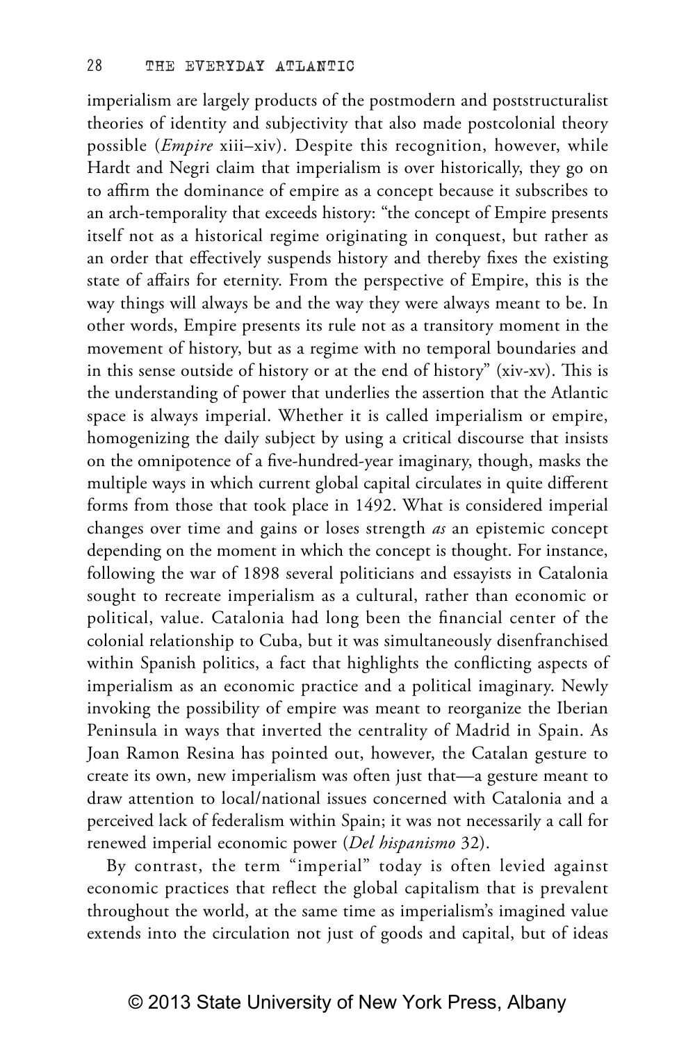imperialism are largely products of the postmodern and poststructuralist theories of identity and subjectivity that also made postcolonial theory possible (*Empire* xiii–xiv). Despite this recognition, however, while Hardt and Negri claim that imperialism is over historically, they go on to affirm the dominance of empire as a concept because it subscribes to an arch-temporality that exceeds history: "the concept of Empire presents itself not as a historical regime originating in conquest, but rather as an order that effectively suspends history and thereby fixes the existing state of affairs for eternity. From the perspective of Empire, this is the way things will always be and the way they were always meant to be. In other words, Empire presents its rule not as a transitory moment in the movement of history, but as a regime with no temporal boundaries and in this sense outside of history or at the end of history" (xiv-xv). This is the understanding of power that underlies the assertion that the Atlantic space is always imperial. Whether it is called imperialism or empire, homogenizing the daily subject by using a critical discourse that insists on the omnipotence of a five-hundred-year imaginary, though, masks the multiple ways in which current global capital circulates in quite different forms from those that took place in 1492. What is considered imperial changes over time and gains or loses strength *as* an epistemic concept depending on the moment in which the concept is thought. For instance, following the war of 1898 several politicians and essayists in Catalonia sought to recreate imperialism as a cultural, rather than economic or political, value. Catalonia had long been the financial center of the colonial relationship to Cuba, but it was simultaneously disenfranchised within Spanish politics, a fact that highlights the conflicting aspects of imperialism as an economic practice and a political imaginary. Newly invoking the possibility of empire was meant to reorganize the Iberian Peninsula in ways that inverted the centrality of Madrid in Spain. As Joan Ramon Resina has pointed out, however, the Catalan gesture to create its own, new imperialism was often just that—a gesture meant to draw attention to local/national issues concerned with Catalonia and a perceived lack of federalism within Spain; it was not necessarily a call for renewed imperial economic power (*Del hispanismo* 32).

By contrast, the term "imperial" today is often levied against economic practices that reflect the global capitalism that is prevalent throughout the world, at the same time as imperialism's imagined value extends into the circulation not just of goods and capital, but of ideas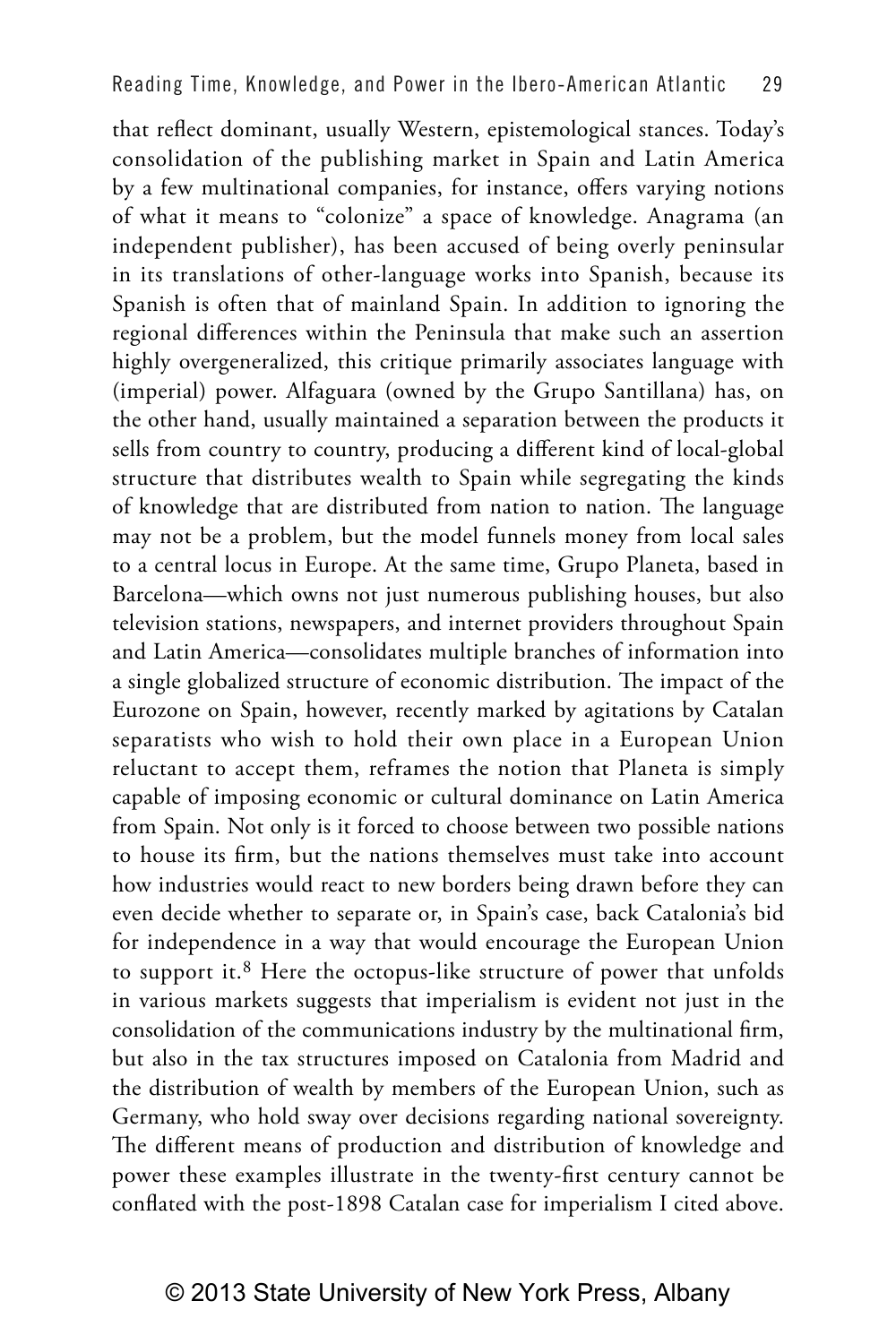that reflect dominant, usually Western, epistemological stances. Today's consolidation of the publishing market in Spain and Latin America by a few multinational companies, for instance, offers varying notions of what it means to "colonize" a space of knowledge. Anagrama (an independent publisher), has been accused of being overly peninsular in its translations of other-language works into Spanish, because its Spanish is often that of mainland Spain. In addition to ignoring the regional differences within the Peninsula that make such an assertion highly overgeneralized, this critique primarily associates language with (imperial) power. Alfaguara (owned by the Grupo Santillana) has, on the other hand, usually maintained a separation between the products it sells from country to country, producing a different kind of local-global structure that distributes wealth to Spain while segregating the kinds of knowledge that are distributed from nation to nation. The language may not be a problem, but the model funnels money from local sales to a central locus in Europe. At the same time, Grupo Planeta, based in Barcelona—which owns not just numerous publishing houses, but also television stations, newspapers, and internet providers throughout Spain and Latin America—consolidates multiple branches of information into a single globalized structure of economic distribution. The impact of the Eurozone on Spain, however, recently marked by agitations by Catalan separatists who wish to hold their own place in a European Union reluctant to accept them, reframes the notion that Planeta is simply capable of imposing economic or cultural dominance on Latin America from Spain. Not only is it forced to choose between two possible nations to house its firm, but the nations themselves must take into account how industries would react to new borders being drawn before they can even decide whether to separate or, in Spain's case, back Catalonia's bid for independence in a way that would encourage the European Union to support it.[8] Here the octopus-like structure of power that unfolds in various markets suggests that imperialism is evident not just in the consolidation of the communications industry by the multinational firm, but also in the tax structures imposed on Catalonia from Madrid and the distribution of wealth by members of the European Union, such as Germany, who hold sway over decisions regarding national sovereignty. The different means of production and distribution of knowledge and power these examples illustrate in the twenty-first century cannot be conflated with the post-1898 Catalan case for imperialism I cited above.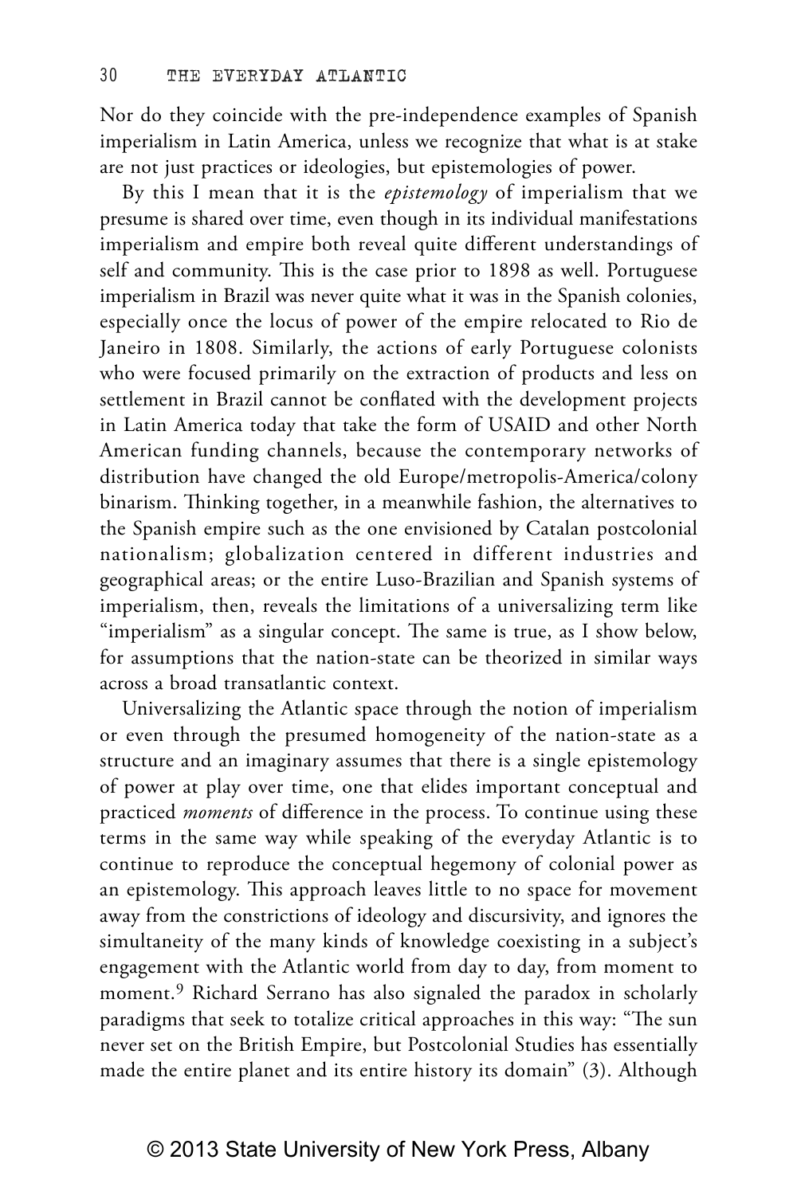Nor do they coincide with the pre-independence examples of Spanish imperialism in Latin America, unless we recognize that what is at stake are not just practices or ideologies, but epistemologies of power.

By this I mean that it is the *epistemology* of imperialism that we presume is shared over time, even though in its individual manifestations imperialism and empire both reveal quite different understandings of self and community. This is the case prior to 1898 as well. Portuguese imperialism in Brazil was never quite what it was in the Spanish colonies, especially once the locus of power of the empire relocated to Rio de Janeiro in 1808. Similarly, the actions of early Portuguese colonists who were focused primarily on the extraction of products and less on settlement in Brazil cannot be conflated with the development projects in Latin America today that take the form of USAID and other North American funding channels, because the contemporary networks of distribution have changed the old Europe/metropolis-America/colony binarism. Thinking together, in a meanwhile fashion, the alternatives to the Spanish empire such as the one envisioned by Catalan postcolonial nationalism; globalization centered in different industries and geographical areas; or the entire Luso-Brazilian and Spanish systems of imperialism, then, reveals the limitations of a universalizing term like "imperialism" as a singular concept. The same is true, as I show below, for assumptions that the nation-state can be theorized in similar ways across a broad transatlantic context.

Universalizing the Atlantic space through the notion of imperialism or even through the presumed homogeneity of the nation-state as a structure and an imaginary assumes that there is a single epistemology of power at play over time, one that elides important conceptual and practiced *moments* of difference in the process. To continue using these terms in the same way while speaking of the everyday Atlantic is to continue to reproduce the conceptual hegemony of colonial power as an epistemology. This approach leaves little to no space for movement away from the constrictions of ideology and discursivity, and ignores the simultaneity of the many kinds of knowledge coexisting in a subject's engagement with the Atlantic world from day to day, from moment to moment.[9] Richard Serrano has also signaled the paradox in scholarly paradigms that seek to totalize critical approaches in this way: "The sun never set on the British Empire, but Postcolonial Studies has essentially made the entire planet and its entire history its domain" (3). Although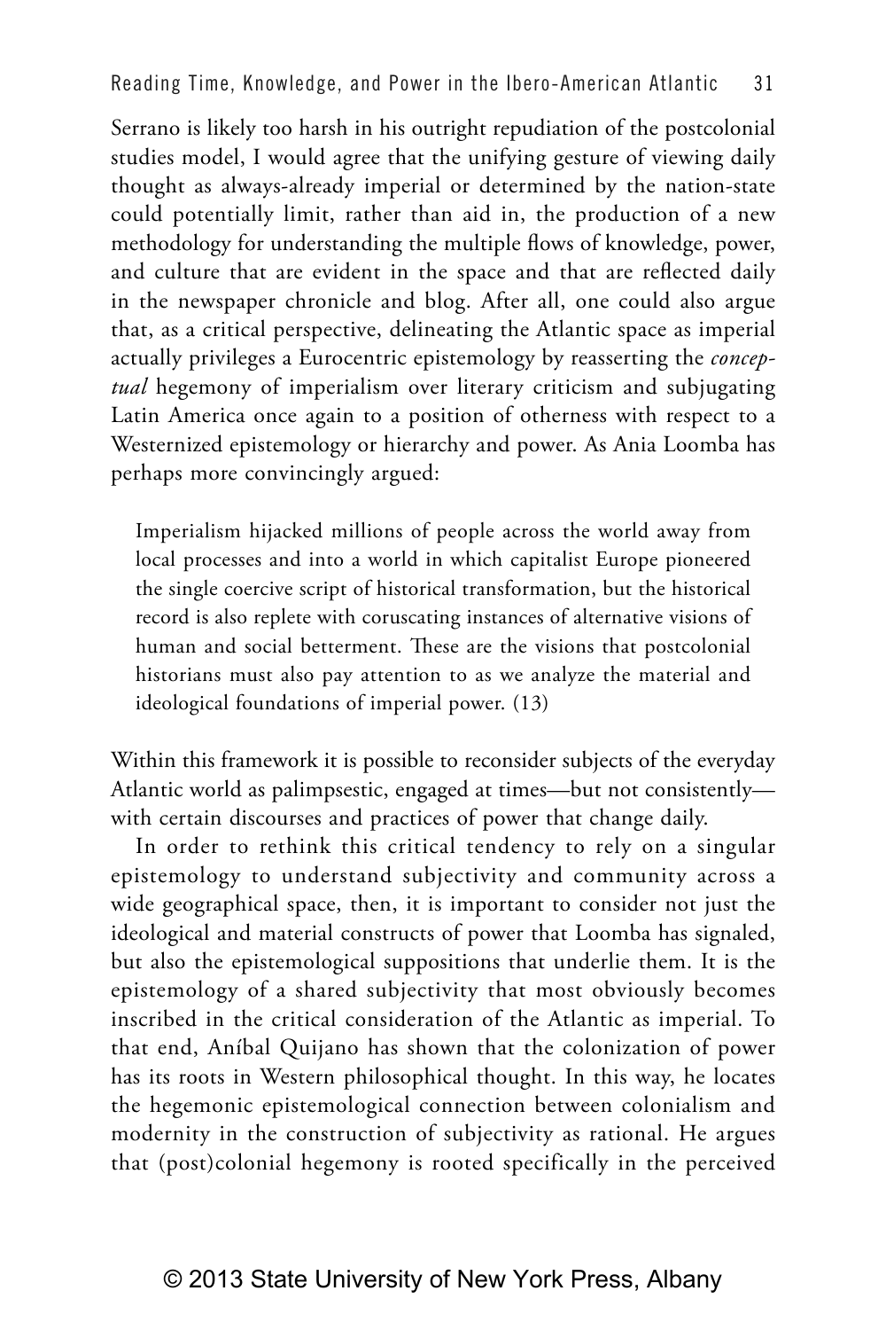Serrano is likely too harsh in his outright repudiation of the postcolonial studies model, I would agree that the unifying gesture of viewing daily thought as always-already imperial or determined by the nation-state could potentially limit, rather than aid in, the production of a new methodology for understanding the multiple flows of knowledge, power, and culture that are evident in the space and that are reflected daily in the newspaper chronicle and blog. After all, one could also argue that, as a critical perspective, delineating the Atlantic space as imperial actually privileges a Eurocentric epistemology by reasserting the *conceptual* hegemony of imperialism over literary criticism and subjugating Latin America once again to a position of otherness with respect to a Westernized epistemology or hierarchy and power. As Ania Loomba has perhaps more convincingly argued:

> Imperialism hijacked millions of people across the world away from local processes and into a world in which capitalist Europe pioneered the single coercive script of historical transformation, but the historical record is also replete with coruscating instances of alternative visions of human and social betterment. These are the visions that postcolonial historians must also pay attention to as we analyze the material and ideological foundations of imperial power. (13)

Within this framework it is possible to reconsider subjects of the everyday Atlantic world as palimpsestic, engaged at times—but not consistently—with certain discourses and practices of power that change daily.

In order to rethink this critical tendency to rely on a singular epistemology to understand subjectivity and community across a wide geographical space, then, it is important to consider not just the ideological and material constructs of power that Loomba has signaled, but also the epistemological suppositions that underlie them. It is the epistemology of a shared subjectivity that most obviously becomes inscribed in the critical consideration of the Atlantic as imperial. To that end, Aníbal Quijano has shown that the colonization of power has its roots in Western philosophical thought. In this way, he locates the hegemonic epistemological connection between colonialism and modernity in the construction of subjectivity as rational. He argues that (post)colonial hegemony is rooted specifically in the perceived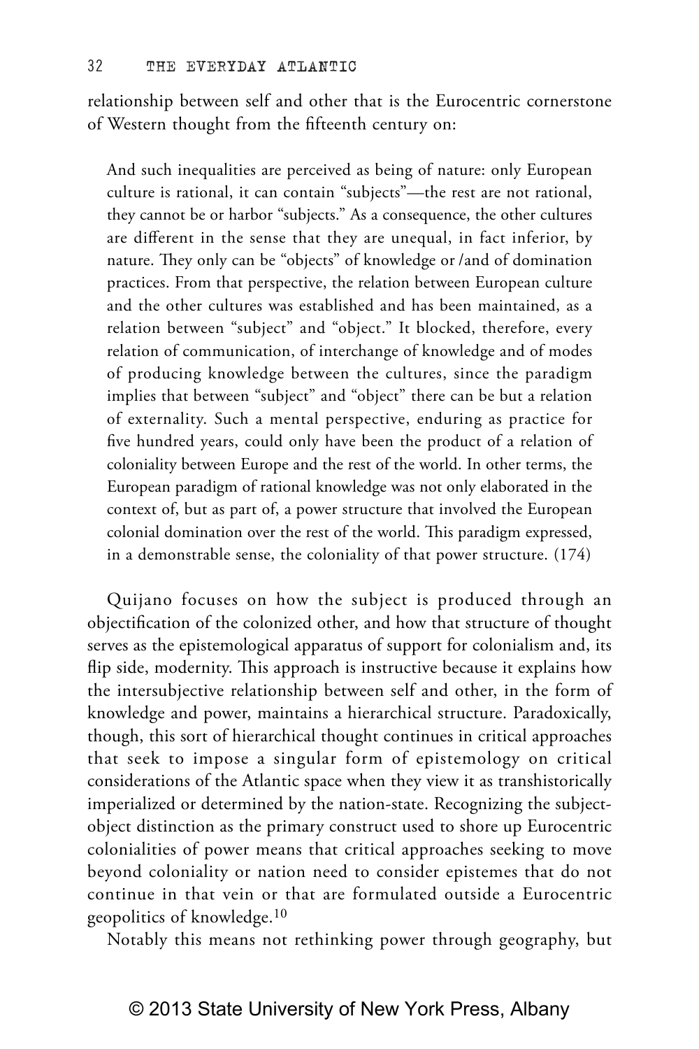relationship between self and other that is the Eurocentric cornerstone of Western thought from the fifteenth century on:

> And such inequalities are perceived as being of nature: only European culture is rational, it can contain "subjects"—the rest are not rational, they cannot be or harbor "subjects." As a consequence, the other cultures are different in the sense that they are unequal, in fact inferior, by nature. They only can be "objects" of knowledge or /and of domination practices. From that perspective, the relation between European culture and the other cultures was established and has been maintained, as a relation between "subject" and "object." It blocked, therefore, every relation of communication, of interchange of knowledge and of modes of producing knowledge between the cultures, since the paradigm implies that between "subject" and "object" there can be but a relation of externality. Such a mental perspective, enduring as practice for five hundred years, could only have been the product of a relation of coloniality between Europe and the rest of the world. In other terms, the European paradigm of rational knowledge was not only elaborated in the context of, but as part of, a power structure that involved the European colonial domination over the rest of the world. This paradigm expressed, in a demonstrable sense, the coloniality of that power structure. (174)

Quijano focuses on how the subject is produced through an objectification of the colonized other, and how that structure of thought serves as the epistemological apparatus of support for colonialism and, its flip side, modernity. This approach is instructive because it explains how the intersubjective relationship between self and other, in the form of knowledge and power, maintains a hierarchical structure. Paradoxically, though, this sort of hierarchical thought continues in critical approaches that seek to impose a singular form of epistemology on critical considerations of the Atlantic space when they view it as transhistorically imperialized or determined by the nation-state. Recognizing the subject-object distinction as the primary construct used to shore up Eurocentric colonialities of power means that critical approaches seeking to move beyond coloniality or nation need to consider epistemes that do not continue in that vein or that are formulated outside a Eurocentric geopolitics of knowledge.[10]

Notably this means not rethinking power through geography, but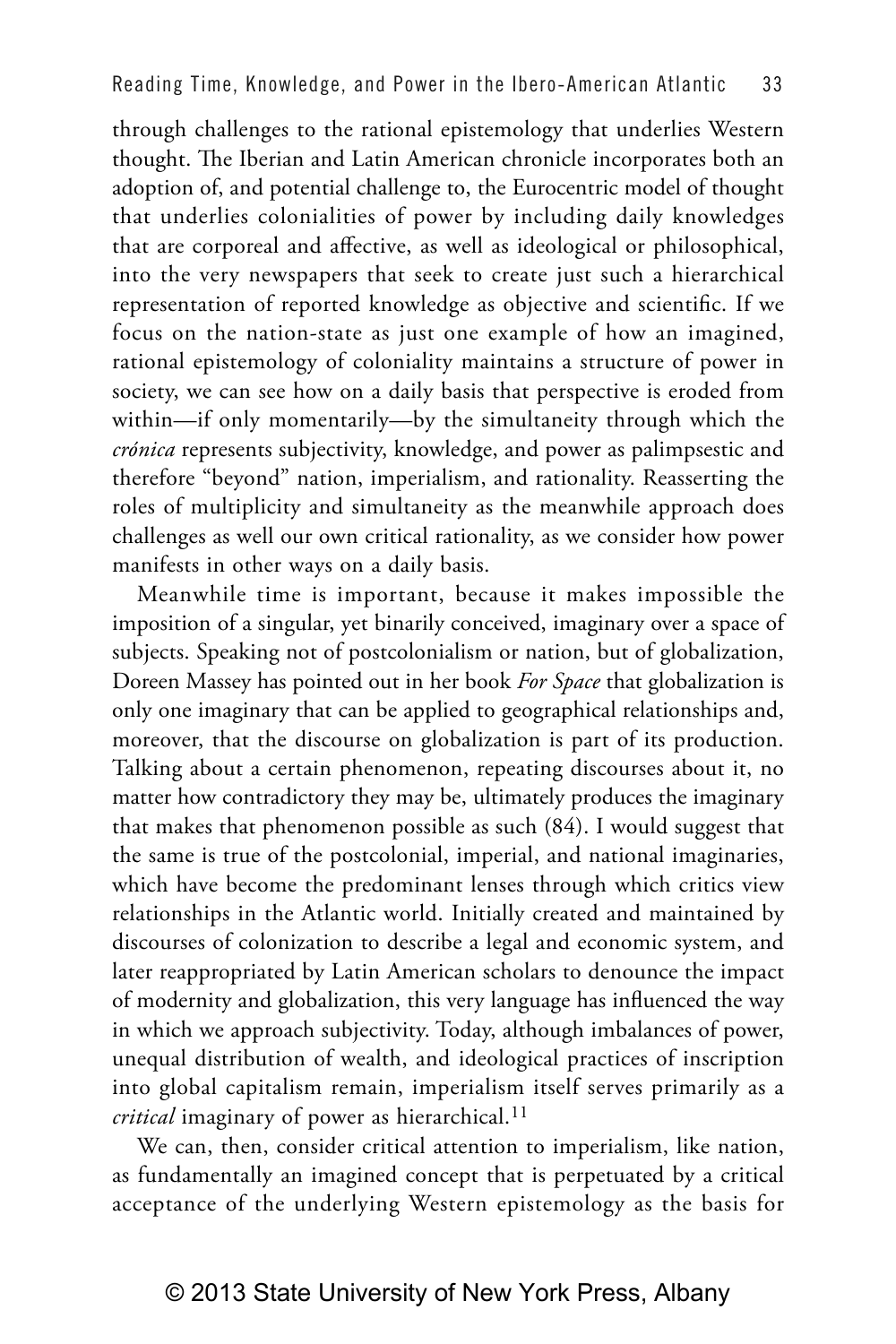through challenges to the rational epistemology that underlies Western thought. The Iberian and Latin American chronicle incorporates both an adoption of, and potential challenge to, the Eurocentric model of thought that underlies colonialities of power by including daily knowledges that are corporeal and affective, as well as ideological or philosophical, into the very newspapers that seek to create just such a hierarchical representation of reported knowledge as objective and scientific. If we focus on the nation-state as just one example of how an imagined, rational epistemology of coloniality maintains a structure of power in society, we can see how on a daily basis that perspective is eroded from within—if only momentarily—by the simultaneity through which the *crónica* represents subjectivity, knowledge, and power as palimpsestic and therefore "beyond" nation, imperialism, and rationality. Reasserting the roles of multiplicity and simultaneity as the meanwhile approach does challenges as well our own critical rationality, as we consider how power manifests in other ways on a daily basis.

Meanwhile time is important, because it makes impossible the imposition of a singular, yet binarily conceived, imaginary over a space of subjects. Speaking not of postcolonialism or nation, but of globalization, Doreen Massey has pointed out in her book *For Space* that globalization is only one imaginary that can be applied to geographical relationships and, moreover, that the discourse on globalization is part of its production. Talking about a certain phenomenon, repeating discourses about it, no matter how contradictory they may be, ultimately produces the imaginary that makes that phenomenon possible as such (84). I would suggest that the same is true of the postcolonial, imperial, and national imaginaries, which have become the predominant lenses through which critics view relationships in the Atlantic world. Initially created and maintained by discourses of colonization to describe a legal and economic system, and later reappropriated by Latin American scholars to denounce the impact of modernity and globalization, this very language has influenced the way in which we approach subjectivity. Today, although imbalances of power, unequal distribution of wealth, and ideological practices of inscription into global capitalism remain, imperialism itself serves primarily as a *critical* imaginary of power as hierarchical.[11]

We can, then, consider critical attention to imperialism, like nation, as fundamentally an imagined concept that is perpetuated by a critical acceptance of the underlying Western epistemology as the basis for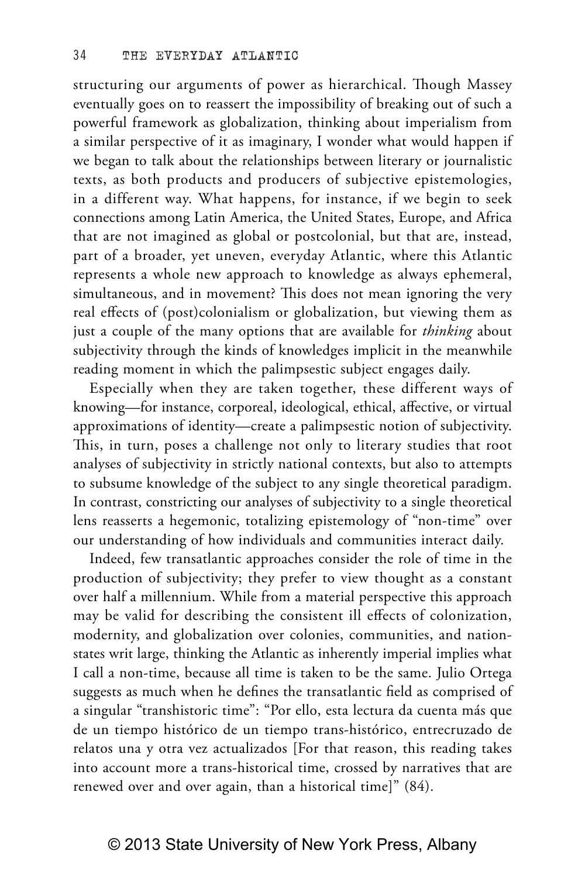structuring our arguments of power as hierarchical. Though Massey eventually goes on to reassert the impossibility of breaking out of such a powerful framework as globalization, thinking about imperialism from a similar perspective of it as imaginary, I wonder what would happen if we began to talk about the relationships between literary or journalistic texts, as both products and producers of subjective epistemologies, in a different way. What happens, for instance, if we begin to seek connections among Latin America, the United States, Europe, and Africa that are not imagined as global or postcolonial, but that are, instead, part of a broader, yet uneven, everyday Atlantic, where this Atlantic represents a whole new approach to knowledge as always ephemeral, simultaneous, and in movement? This does not mean ignoring the very real effects of (post)colonialism or globalization, but viewing them as just a couple of the many options that are available for *thinking* about subjectivity through the kinds of knowledges implicit in the meanwhile reading moment in which the palimpsestic subject engages daily.

Especially when they are taken together, these different ways of knowing—for instance, corporeal, ideological, ethical, affective, or virtual approximations of identity—create a palimpsestic notion of subjectivity. This, in turn, poses a challenge not only to literary studies that root analyses of subjectivity in strictly national contexts, but also to attempts to subsume knowledge of the subject to any single theoretical paradigm. In contrast, constricting our analyses of subjectivity to a single theoretical lens reasserts a hegemonic, totalizing epistemology of "non-time" over our understanding of how individuals and communities interact daily.

Indeed, few transatlantic approaches consider the role of time in the production of subjectivity; they prefer to view thought as a constant over half a millennium. While from a material perspective this approach may be valid for describing the consistent ill effects of colonization, modernity, and globalization over colonies, communities, and nation-states writ large, thinking the Atlantic as inherently imperial implies what I call a non-time, because all time is taken to be the same. Julio Ortega suggests as much when he defines the transatlantic field as comprised of a singular "transhistoric time": "Por ello, esta lectura da cuenta más que de un tiempo histórico de un tiempo trans-histórico, entrecruzado de relatos una y otra vez actualizados [For that reason, this reading takes into account more a trans-historical time, crossed by narratives that are renewed over and over again, than a historical time]" (84).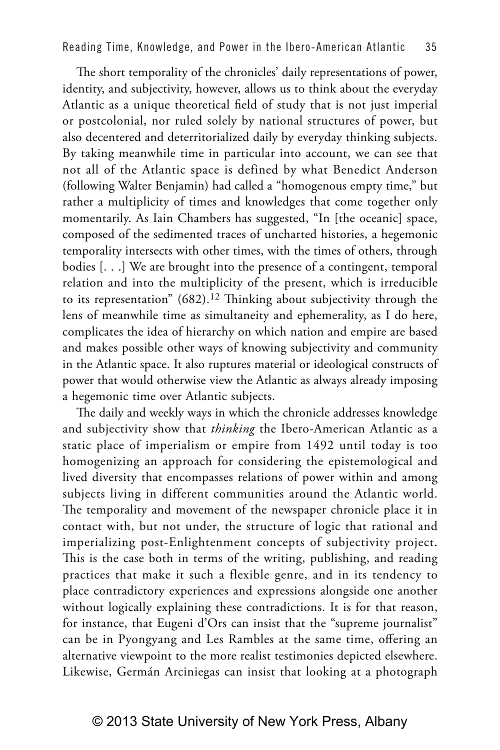The short temporality of the chronicles' daily representations of power, identity, and subjectivity, however, allows us to think about the everyday Atlantic as a unique theoretical field of study that is not just imperial or postcolonial, nor ruled solely by national structures of power, but also decentered and deterritorialized daily by everyday thinking subjects. By taking meanwhile time in particular into account, we can see that not all of the Atlantic space is defined by what Benedict Anderson (following Walter Benjamin) had called a "homogenous empty time," but rather a multiplicity of times and knowledges that come together only momentarily. As Iain Chambers has suggested, "In [the oceanic] space, composed of the sedimented traces of uncharted histories, a hegemonic temporality intersects with other times, with the times of others, through bodies [. . .] We are brought into the presence of a contingent, temporal relation and into the multiplicity of the present, which is irreducible to its representation" (682).[12] Thinking about subjectivity through the lens of meanwhile time as simultaneity and ephemerality, as I do here, complicates the idea of hierarchy on which nation and empire are based and makes possible other ways of knowing subjectivity and community in the Atlantic space. It also ruptures material or ideological constructs of power that would otherwise view the Atlantic as always already imposing a hegemonic time over Atlantic subjects.

The daily and weekly ways in which the chronicle addresses knowledge and subjectivity show that *thinking* the Ibero-American Atlantic as a static place of imperialism or empire from 1492 until today is too homogenizing an approach for considering the epistemological and lived diversity that encompasses relations of power within and among subjects living in different communities around the Atlantic world. The temporality and movement of the newspaper chronicle place it in contact with, but not under, the structure of logic that rational and imperializing post-Enlightenment concepts of subjectivity project. This is the case both in terms of the writing, publishing, and reading practices that make it such a flexible genre, and in its tendency to place contradictory experiences and expressions alongside one another without logically explaining these contradictions. It is for that reason, for instance, that Eugeni d'Ors can insist that the "supreme journalist" can be in Pyongyang and Les Rambles at the same time, offering an alternative viewpoint to the more realist testimonies depicted elsewhere. Likewise, Germán Arciniegas can insist that looking at a photograph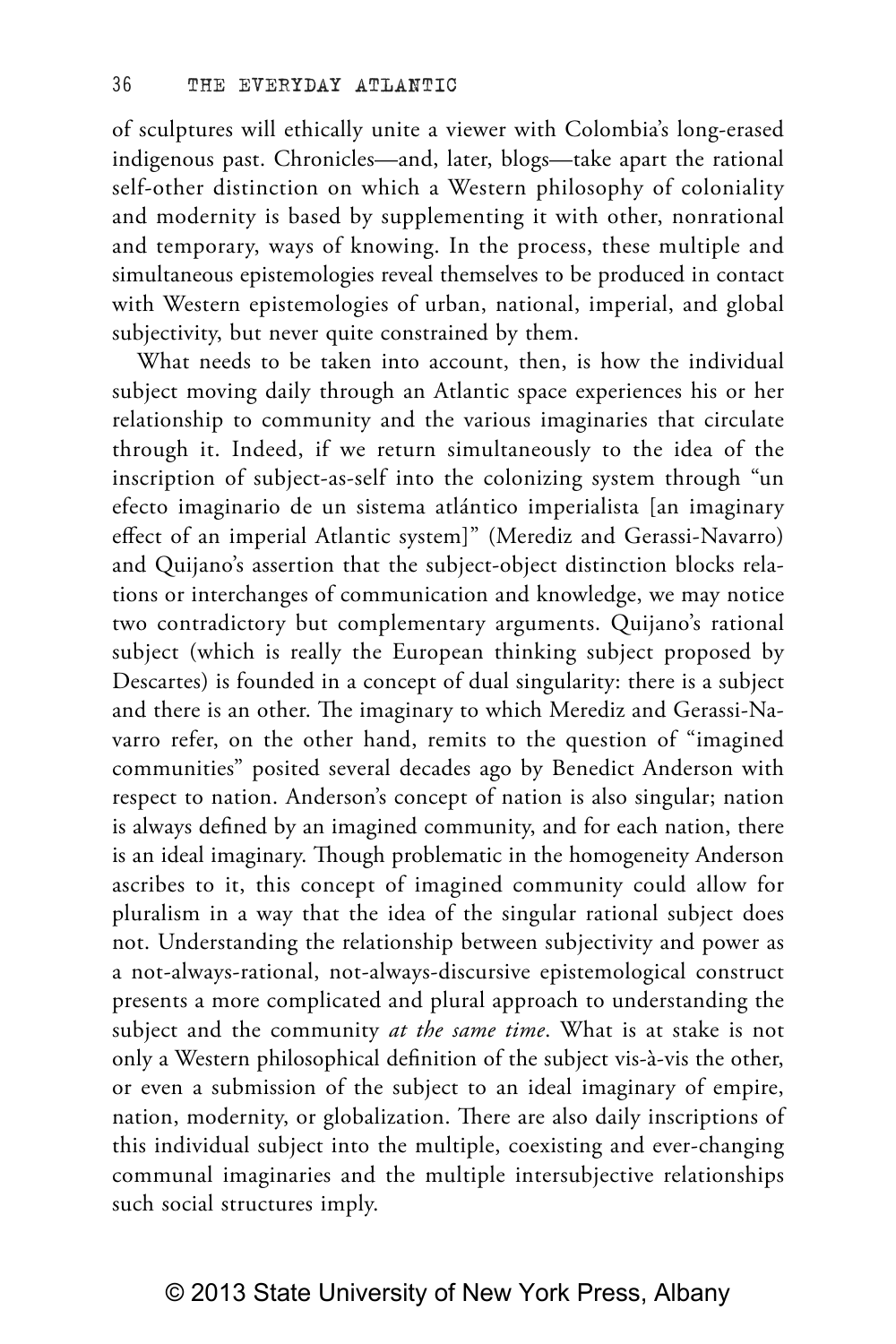of sculptures will ethically unite a viewer with Colombia's long-erased indigenous past. Chronicles—and, later, blogs—take apart the rational self-other distinction on which a Western philosophy of coloniality and modernity is based by supplementing it with other, nonrational and temporary, ways of knowing. In the process, these multiple and simultaneous epistemologies reveal themselves to be produced in contact with Western epistemologies of urban, national, imperial, and global subjectivity, but never quite constrained by them.

What needs to be taken into account, then, is how the individual subject moving daily through an Atlantic space experiences his or her relationship to community and the various imaginaries that circulate through it. Indeed, if we return simultaneously to the idea of the inscription of subject-as-self into the colonizing system through "un efecto imaginario de un sistema atlántico imperialista [an imaginary effect of an imperial Atlantic system]" (Merediz and Gerassi-Navarro) and Quijano's assertion that the subject-object distinction blocks relations or interchanges of communication and knowledge, we may notice two contradictory but complementary arguments. Quijano's rational subject (which is really the European thinking subject proposed by Descartes) is founded in a concept of dual singularity: there is a subject and there is an other. The imaginary to which Merediz and Gerassi-Navarro refer, on the other hand, remits to the question of "imagined communities" posited several decades ago by Benedict Anderson with respect to nation. Anderson's concept of nation is also singular; nation is always defined by an imagined community, and for each nation, there is an ideal imaginary. Though problematic in the homogeneity Anderson ascribes to it, this concept of imagined community could allow for pluralism in a way that the idea of the singular rational subject does not. Understanding the relationship between subjectivity and power as a not-always-rational, not-always-discursive epistemological construct presents a more complicated and plural approach to understanding the subject and the community *at the same time*. What is at stake is not only a Western philosophical definition of the subject vis-à-vis the other, or even a submission of the subject to an ideal imaginary of empire, nation, modernity, or globalization. There are also daily inscriptions of this individual subject into the multiple, coexisting and ever-changing communal imaginaries and the multiple intersubjective relationships such social structures imply.

© 2013 State University of New York Press, Albany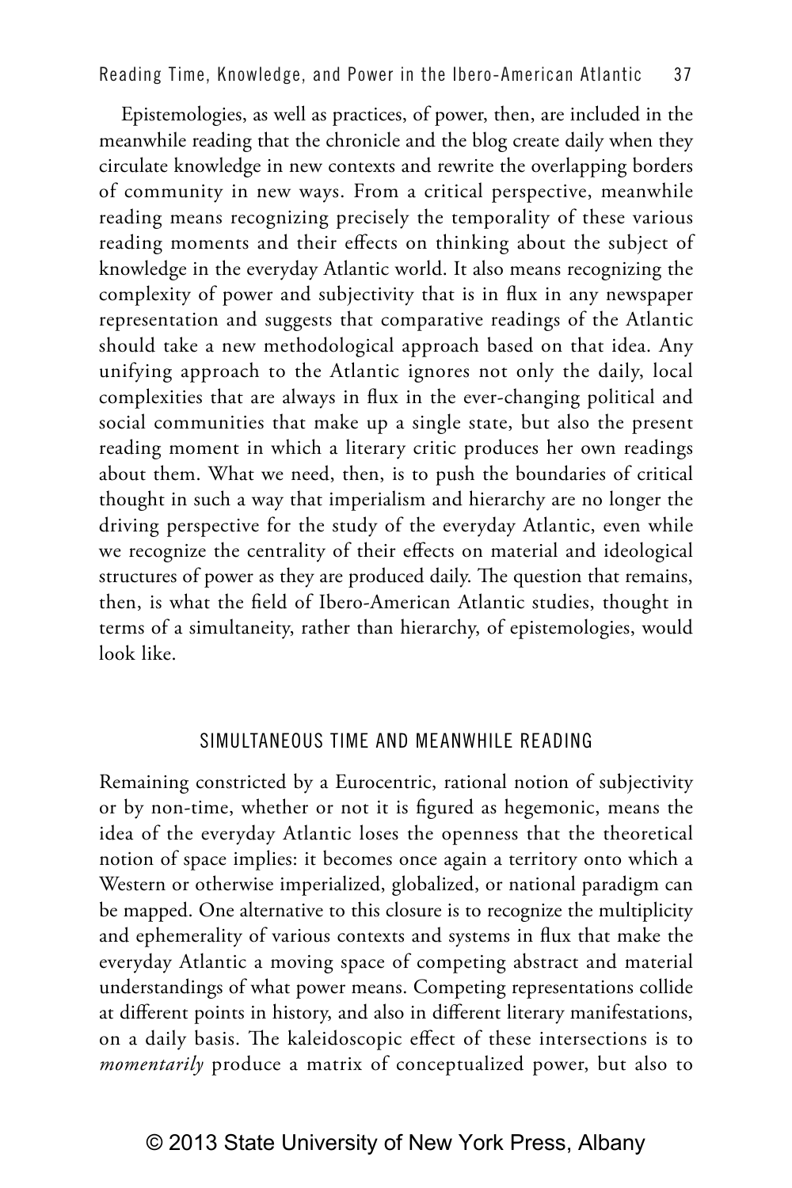Epistemologies, as well as practices, of power, then, are included in the meanwhile reading that the chronicle and the blog create daily when they circulate knowledge in new contexts and rewrite the overlapping borders of community in new ways. From a critical perspective, meanwhile reading means recognizing precisely the temporality of these various reading moments and their effects on thinking about the subject of knowledge in the everyday Atlantic world. It also means recognizing the complexity of power and subjectivity that is in flux in any newspaper representation and suggests that comparative readings of the Atlantic should take a new methodological approach based on that idea. Any unifying approach to the Atlantic ignores not only the daily, local complexities that are always in flux in the ever-changing political and social communities that make up a single state, but also the present reading moment in which a literary critic produces her own readings about them. What we need, then, is to push the boundaries of critical thought in such a way that imperialism and hierarchy are no longer the driving perspective for the study of the everyday Atlantic, even while we recognize the centrality of their effects on material and ideological structures of power as they are produced daily. The question that remains, then, is what the field of Ibero-American Atlantic studies, thought in terms of a simultaneity, rather than hierarchy, of epistemologies, would look like.

## SIMULTANEOUS TIME AND MEANWHILE READING

Remaining constricted by a Eurocentric, rational notion of subjectivity or by non-time, whether or not it is figured as hegemonic, means the idea of the everyday Atlantic loses the openness that the theoretical notion of space implies: it becomes once again a territory onto which a Western or otherwise imperialized, globalized, or national paradigm can be mapped. One alternative to this closure is to recognize the multiplicity and ephemerality of various contexts and systems in flux that make the everyday Atlantic a moving space of competing abstract and material understandings of what power means. Competing representations collide at different points in history, and also in different literary manifestations, on a daily basis. The kaleidoscopic effect of these intersections is to *momentarily* produce a matrix of conceptualized power, but also to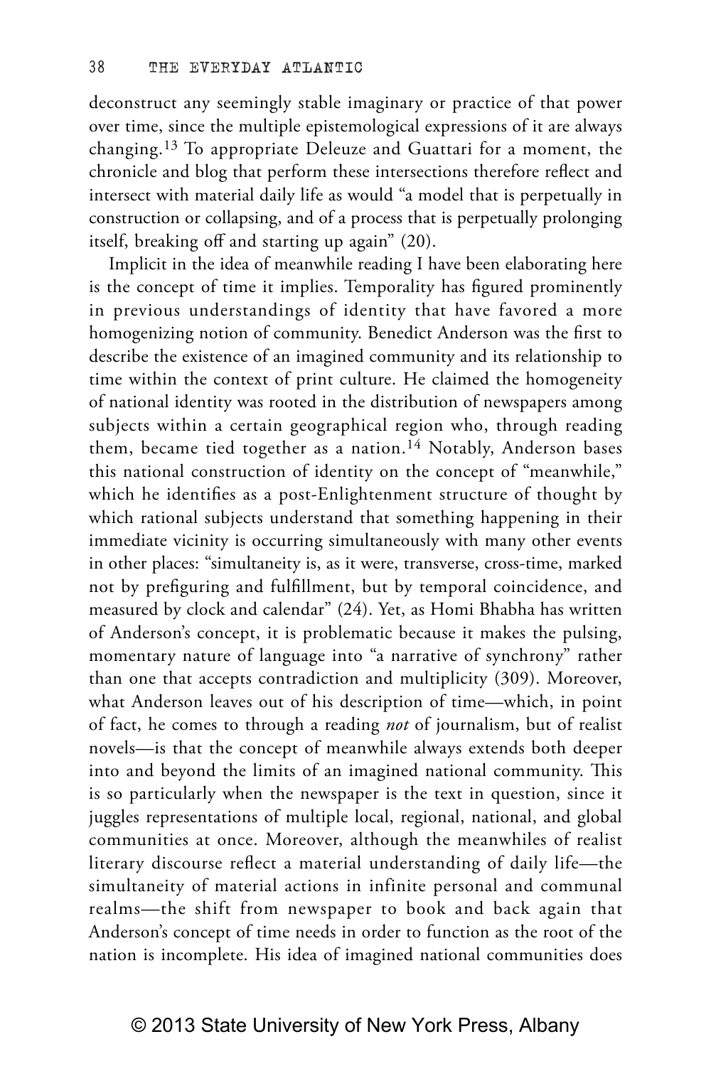deconstruct any seemingly stable imaginary or practice of that power over time, since the multiple epistemological expressions of it are always changing.[13] To appropriate Deleuze and Guattari for a moment, the chronicle and blog that perform these intersections therefore reflect and intersect with material daily life as would "a model that is perpetually in construction or collapsing, and of a process that is perpetually prolonging itself, breaking off and starting up again" (20).

Implicit in the idea of meanwhile reading I have been elaborating here is the concept of time it implies. Temporality has figured prominently in previous understandings of identity that have favored a more homogenizing notion of community. Benedict Anderson was the first to describe the existence of an imagined community and its relationship to time within the context of print culture. He claimed the homogeneity of national identity was rooted in the distribution of newspapers among subjects within a certain geographical region who, through reading them, became tied together as a nation.[14] Notably, Anderson bases this national construction of identity on the concept of "meanwhile," which he identifies as a post-Enlightenment structure of thought by which rational subjects understand that something happening in their immediate vicinity is occurring simultaneously with many other events in other places: "simultaneity is, as it were, transverse, cross-time, marked not by prefiguring and fulfillment, but by temporal coincidence, and measured by clock and calendar" (24). Yet, as Homi Bhabha has written of Anderson's concept, it is problematic because it makes the pulsing, momentary nature of language into "a narrative of synchrony" rather than one that accepts contradiction and multiplicity (309). Moreover, what Anderson leaves out of his description of time—which, in point of fact, he comes to through a reading *not* of journalism, but of realist novels—is that the concept of meanwhile always extends both deeper into and beyond the limits of an imagined national community. This is so particularly when the newspaper is the text in question, since it juggles representations of multiple local, regional, national, and global communities at once. Moreover, although the meanwhiles of realist literary discourse reflect a material understanding of daily life—the simultaneity of material actions in infinite personal and communal realms—the shift from newspaper to book and back again that Anderson's concept of time needs in order to function as the root of the nation is incomplete. His idea of imagined national communities does